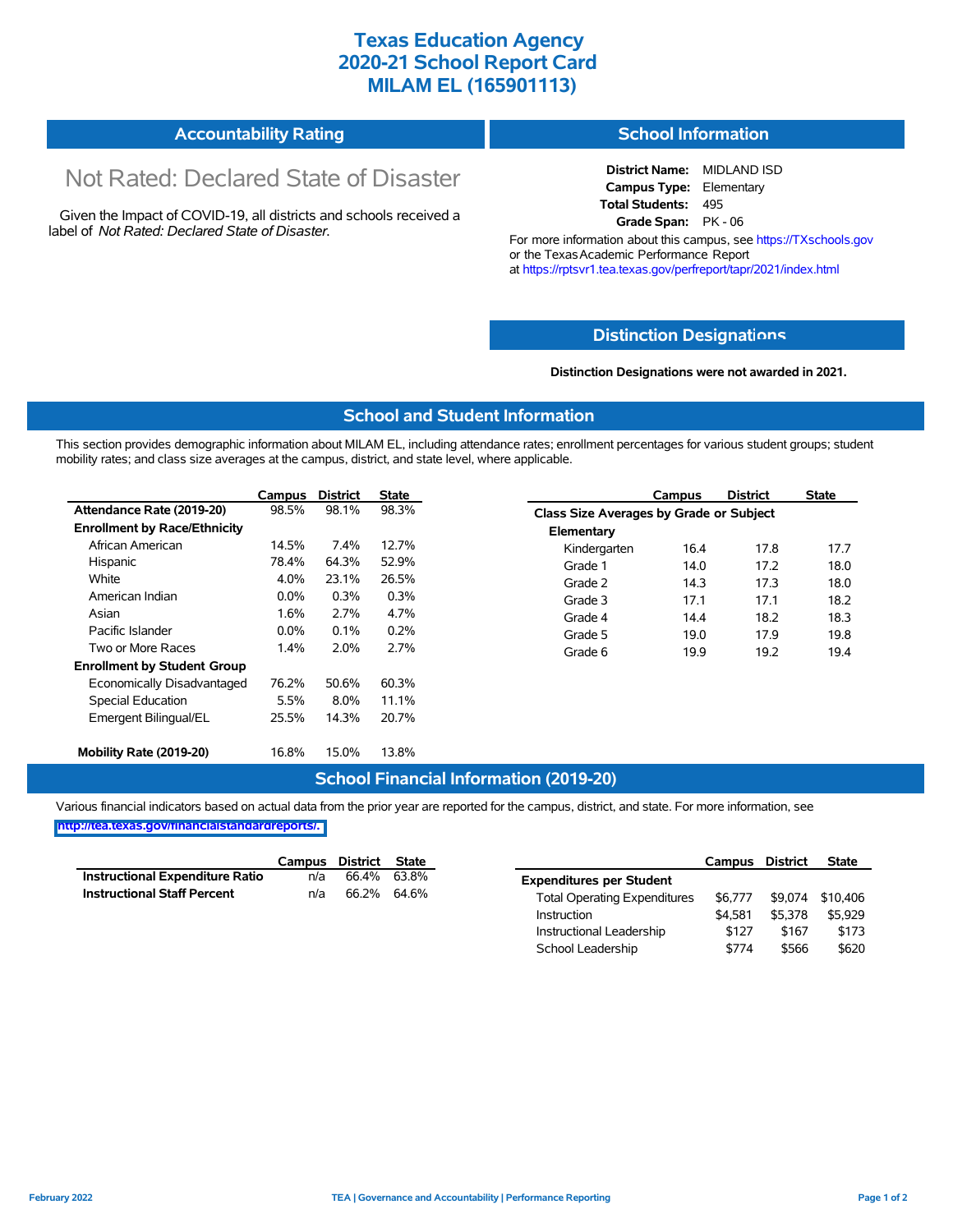# Texas Education Agency
# 2020-21 School Report Card
# MILAM EL (165901113)

## Accountability Rating

Not Rated: Declared State of Disaster

Given the Impact of COVID-19, all districts and schools received a label of *Not Rated: Declared State of Disaster*.

## School Information

**District Name:** MIDLAND ISD
**Campus Type:** Elementary
**Total Students:** 495
**Grade Span:** PK - 06

For more information about this campus, see https://TXschools.gov or the Texas Academic Performance Report at https://rptsvr1.tea.texas.gov/perfreport/tapr/2021/index.html

## Distinction Designations

**Distinction Designations were not awarded in 2021.**

## School and Student Information

This section provides demographic information about MILAM EL, including attendance rates; enrollment percentages for various student groups; student mobility rates; and class size averages at the campus, district, and state level, where applicable.

| | Campus | District | State |
|---|---|---|---|
| **Attendance Rate (2019-20)** | 98.5% | 98.1% | 98.3% |
| **Enrollment by Race/Ethnicity** | | | |
| African American | 14.5% | 7.4% | 12.7% |
| Hispanic | 78.4% | 64.3% | 52.9% |
| White | 4.0% | 23.1% | 26.5% |
| American Indian | 0.0% | 0.3% | 0.3% |
| Asian | 1.6% | 2.7% | 4.7% |
| Pacific Islander | 0.0% | 0.1% | 0.2% |
| Two or More Races | 1.4% | 2.0% | 2.7% |
| **Enrollment by Student Group** | | | |
| Economically Disadvantaged | 76.2% | 50.6% | 60.3% |
| Special Education | 5.5% | 8.0% | 11.1% |
| Emergent Bilingual/EL | 25.5% | 14.3% | 20.7% |
| **Mobility Rate (2019-20)** | 16.8% | 15.0% | 13.8% |

| | Campus | District | State |
|---|---|---|---|
| **Class Size Averages by Grade or Subject** | | | |
| **Elementary** | | | |
| Kindergarten | 16.4 | 17.8 | 17.7 |
| Grade 1 | 14.0 | 17.2 | 18.0 |
| Grade 2 | 14.3 | 17.3 | 18.0 |
| Grade 3 | 17.1 | 17.1 | 18.2 |
| Grade 4 | 14.4 | 18.2 | 18.3 |
| Grade 5 | 19.0 | 17.9 | 19.8 |
| Grade 6 | 19.9 | 19.2 | 19.4 |

## School Financial Information (2019-20)

Various financial indicators based on actual data from the prior year are reported for the campus, district, and state. For more information, see http://tea.texas.gov/financialstandardreports/.

| | Campus | District | State |
|---|---|---|---|
| **Instructional Expenditure Ratio** | n/a | 66.4% | 63.8% |
| **Instructional Staff Percent** | n/a | 66.2% | 64.6% |

| | Campus | District | State |
|---|---|---|---|
| **Expenditures per Student** | | | |
| Total Operating Expenditures | $6,777 | $9,074 | $10,406 |
| Instruction | $4,581 | $5,378 | $5,929 |
| Instructional Leadership | $127 | $167 | $173 |
| School Leadership | $774 | $566 | $620 |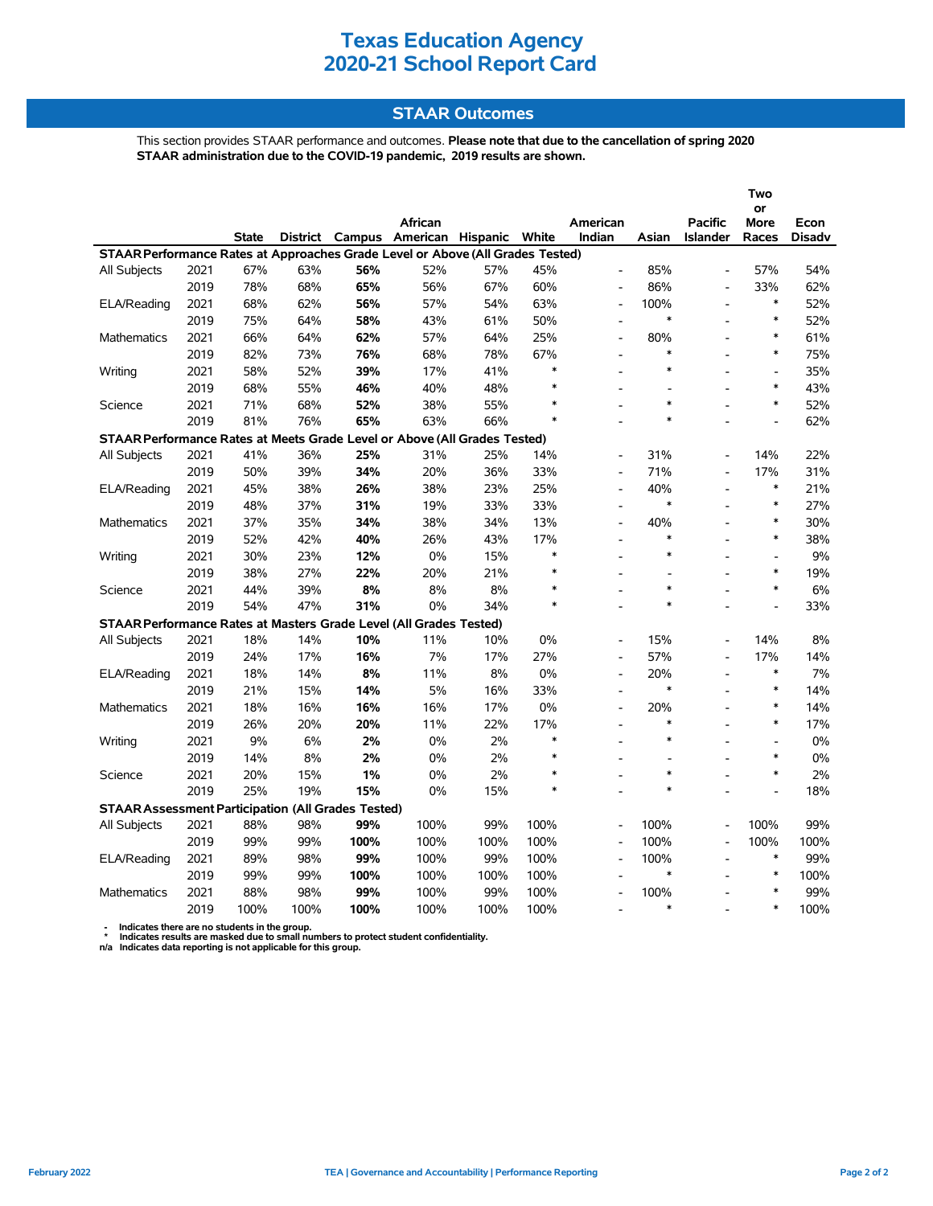# Texas Education Agency
# 2020-21 School Report Card

## STAAR Outcomes

This section provides STAAR performance and outcomes. **Please note that due to the cancellation of spring 2020 STAAR administration due to the COVID-19 pandemic, 2019 results are shown.**

| | | State | District | Campus | African American | Hispanic | White | American Indian | Asian | Pacific Islander | Two or More Races | Econ Disadv |
|---|---|---|---|---|---|---|---|---|---|---|---|---|
| **STAAR Performance Rates at Approaches Grade Level or Above (All Grades Tested)** | | | | | | | | | | | | |
| All Subjects | 2021 | 67% | 63% | **56%** | 52% | 57% | 45% | - | 85% | - | 57% | 54% |
| | 2019 | 78% | 68% | **65%** | 56% | 67% | 60% | - | 86% | - | 33% | 62% |
| ELA/Reading | 2021 | 68% | 62% | **56%** | 57% | 54% | 63% | - | 100% | - | * | 52% |
| | 2019 | 75% | 64% | **58%** | 43% | 61% | 50% | - | * | - | * | 52% |
| Mathematics | 2021 | 66% | 64% | **62%** | 57% | 64% | 25% | - | 80% | - | * | 61% |
| | 2019 | 82% | 73% | **76%** | 68% | 78% | 67% | - | * | - | * | 75% |
| Writing | 2021 | 58% | 52% | **39%** | 17% | 41% | * | - | * | - | - | 35% |
| | 2019 | 68% | 55% | **46%** | 40% | 48% | * | - | - | - | * | 43% |
| Science | 2021 | 71% | 68% | **52%** | 38% | 55% | * | - | * | - | * | 52% |
| | 2019 | 81% | 76% | **65%** | 63% | 66% | * | - | * | - | - | 62% |
| **STAAR Performance Rates at Meets Grade Level or Above (All Grades Tested)** | | | | | | | | | | | | |
| All Subjects | 2021 | 41% | 36% | **25%** | 31% | 25% | 14% | - | 31% | - | 14% | 22% |
| | 2019 | 50% | 39% | **34%** | 20% | 36% | 33% | - | 71% | - | 17% | 31% |
| ELA/Reading | 2021 | 45% | 38% | **26%** | 38% | 23% | 25% | - | 40% | - | * | 21% |
| | 2019 | 48% | 37% | **31%** | 19% | 33% | 33% | - | * | - | * | 27% |
| Mathematics | 2021 | 37% | 35% | **34%** | 38% | 34% | 13% | - | 40% | - | * | 30% |
| | 2019 | 52% | 42% | **40%** | 26% | 43% | 17% | - | * | - | * | 38% |
| Writing | 2021 | 30% | 23% | **12%** | 0% | 15% | * | - | * | - | - | 9% |
| | 2019 | 38% | 27% | **22%** | 20% | 21% | * | - | - | - | * | 19% |
| Science | 2021 | 44% | 39% | **8%** | 8% | 8% | * | - | * | - | * | 6% |
| | 2019 | 54% | 47% | **31%** | 0% | 34% | * | - | * | - | - | 33% |
| **STAAR Performance Rates at Masters Grade Level (All Grades Tested)** | | | | | | | | | | | | |
| All Subjects | 2021 | 18% | 14% | **10%** | 11% | 10% | 0% | - | 15% | - | 14% | 8% |
| | 2019 | 24% | 17% | **16%** | 7% | 17% | 27% | - | 57% | - | 17% | 14% |
| ELA/Reading | 2021 | 18% | 14% | **8%** | 11% | 8% | 0% | - | 20% | - | * | 7% |
| | 2019 | 21% | 15% | **14%** | 5% | 16% | 33% | - | * | - | * | 14% |
| Mathematics | 2021 | 18% | 16% | **16%** | 16% | 17% | 0% | - | 20% | - | * | 14% |
| | 2019 | 26% | 20% | **20%** | 11% | 22% | 17% | - | * | - | * | 17% |
| Writing | 2021 | 9% | 6% | **2%** | 0% | 2% | * | - | * | - | - | 0% |
| | 2019 | 14% | 8% | **2%** | 0% | 2% | * | - | - | - | * | 0% |
| Science | 2021 | 20% | 15% | **1%** | 0% | 2% | * | - | * | - | * | 2% |
| | 2019 | 25% | 19% | **15%** | 0% | 15% | * | - | * | - | - | 18% |
| **STAAR Assessment Participation (All Grades Tested)** | | | | | | | | | | | | |
| All Subjects | 2021 | 88% | 98% | **99%** | 100% | 99% | 100% | - | 100% | - | 100% | 99% |
| | 2019 | 99% | 99% | **100%** | 100% | 100% | 100% | - | 100% | - | 100% | 100% |
| ELA/Reading | 2021 | 89% | 98% | **99%** | 100% | 99% | 100% | - | 100% | - | * | 99% |
| | 2019 | 99% | 99% | **100%** | 100% | 100% | 100% | - | * | - | * | 100% |
| Mathematics | 2021 | 88% | 98% | **99%** | 100% | 99% | 100% | - | 100% | - | * | 99% |
| | 2019 | 100% | 100% | **100%** | 100% | 100% | 100% | - | * | - | * | 100% |

- Indicates there are no students in the group.
* Indicates results are masked due to small numbers to protect student confidentiality.
n/a Indicates data reporting is not applicable for this group.